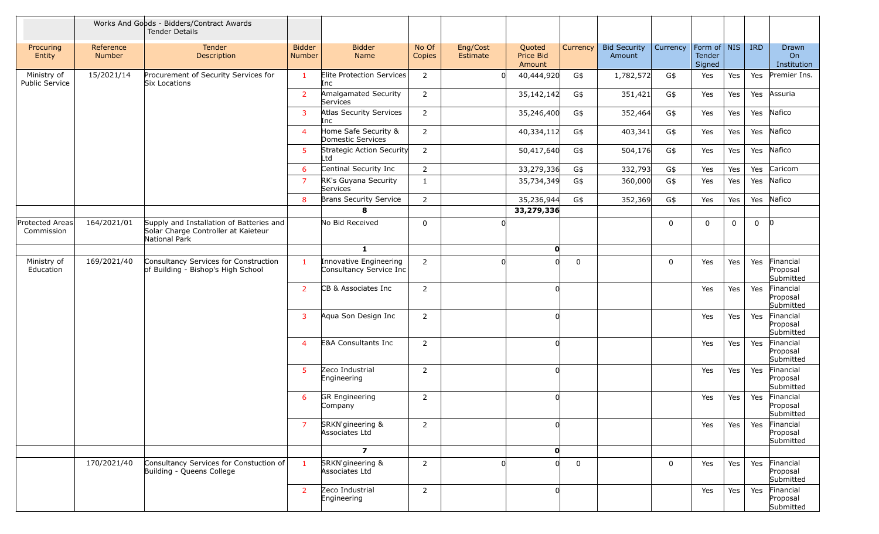| | Works And Goods - Bidders/Contract Awards Tender Details | | | | | | | | | | | | | |
|---|---|---|---|---|---|---|---|---|---|---|---|---|---|---|
| Procuring Entity | Reference Number | Tender Description | Bidder Number | Bidder Name | No Of Copies | Eng/Cost Estimate | Quoted Price Bid Amount | Currency | Bid Security Amount | Currency | Form of Tender Signed | NIS | IRD | Drawn On Institution |
| Ministry of Public Service | 15/2021/14 | Procurement of Security Services for Six Locations | 1 | Elite Protection Services Inc | 2 | 0 | 40,444,920 | G$ | 1,782,572 | G$ | Yes | Yes | Yes | Premier Ins. |
| | | | 2 | Amalgamated Security Services | 2 | | 35,142,142 | G$ | 351,421 | G$ | Yes | Yes | Yes | Assuria |
| | | | 3 | Atlas Security Services Inc | 2 | | 35,246,400 | G$ | 352,464 | G$ | Yes | Yes | Yes | Nafico |
| | | | 4 | Home Safe Security & Domestic Services | 2 | | 40,334,112 | G$ | 403,341 | G$ | Yes | Yes | Yes | Nafico |
| | | | 5 | Strategic Action Security Ltd | 2 | | 50,417,640 | G$ | 504,176 | G$ | Yes | Yes | Yes | Nafico |
| | | | 6 | Centinal Security Inc | 2 | | 33,279,336 | G$ | 332,793 | G$ | Yes | Yes | Yes | Caricom |
| | | | 7 | RK's Guyana Security Services | 1 | | 35,734,349 | G$ | 360,000 | G$ | Yes | Yes | Yes | Nafico |
| | | | 8 | Brans Security Service | 2 | | 35,236,944 | G$ | 352,369 | G$ | Yes | Yes | Yes | Nafico |
| | | | | **8** | | | **33,279,336** | | | | | | | |
| Protected Areas Commission | 164/2021/01 | Supply and Installation of Batteries and Solar Charge Controller at Kaieteur National Park | | No Bid Received | 0 | 0 | | | | 0 | 0 | 0 | 0 | 0 |
| | | | | **1** | | | **0** | | | | | | | |
| Ministry of Education | 169/2021/40 | Consultancy Services for Construction of Building - Bishop's High School | 1 | Innovative Engineering Consultancy Service Inc | 2 | 0 | 0 | 0 | | 0 | Yes | Yes | Yes | Financial Proposal Submitted |
| | | | 2 | CB & Associates Inc | 2 | | 0 | | | | Yes | Yes | Yes | Financial Proposal Submitted |
| | | | 3 | Aqua Son Design Inc | 2 | | 0 | | | | Yes | Yes | Yes | Financial Proposal Submitted |
| | | | 4 | E&A Consultants Inc | 2 | | 0 | | | | Yes | Yes | Yes | Financial Proposal Submitted |
| | | | 5 | Zeco Industrial Engineering | 2 | | 0 | | | | Yes | Yes | Yes | Financial Proposal Submitted |
| | | | 6 | GR Engineering Company | 2 | | 0 | | | | Yes | Yes | Yes | Financial Proposal Submitted |
| | | | 7 | SRKN'gineering & Associates Ltd | 2 | | 0 | | | | Yes | Yes | Yes | Financial Proposal Submitted |
| | | | | **7** | | | **0** | | | | | | | |
| | 170/2021/40 | Consultancy Services for Constuction of Building - Queens College | 1 | SRKN'gineering & Associates Ltd | 2 | 0 | 0 | 0 | | 0 | Yes | Yes | Yes | Financial Proposal Submitted |
| | | | 2 | Zeco Industrial Engineering | 2 | | 0 | | | | Yes | Yes | Yes | Financial Proposal Submitted |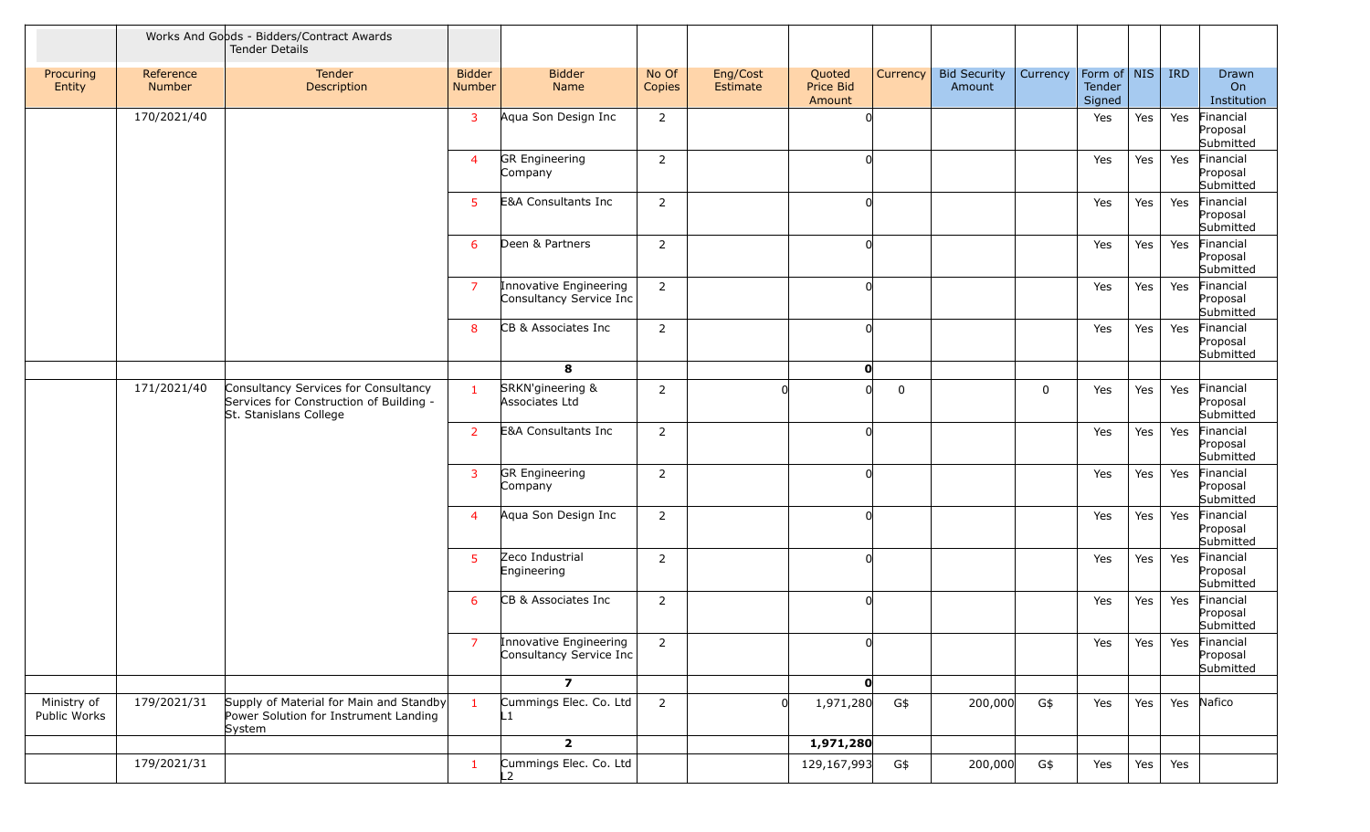| | Works And Goods - Bidders/Contract Awards Tender Details | | | | | | | | | | | | | |
|---|---|---|---|---|---|---|---|---|---|---|---|---|---|---|
| Procuring Entity | Reference Number | Tender Description | Bidder Number | Bidder Name | No Of Copies | Eng/Cost Estimate | Quoted Price Bid Amount | Currency | Bid Security Amount | Currency | Form of Tender Signed | NIS | IRD | Drawn On Institution |
| | 170/2021/40 | | 3 | Aqua Son Design Inc | 2 | | 0 | | | | Yes | Yes | Yes | Financial Proposal Submitted |
| | | | 4 | GR Engineering Company | 2 | | 0 | | | | Yes | Yes | Yes | Financial Proposal Submitted |
| | | | 5 | E&A Consultants Inc | 2 | | 0 | | | | Yes | Yes | Yes | Financial Proposal Submitted |
| | | | 6 | Deen & Partners | 2 | | 0 | | | | Yes | Yes | Yes | Financial Proposal Submitted |
| | | | 7 | Innovative Engineering Consultancy Service Inc | 2 | | 0 | | | | Yes | Yes | Yes | Financial Proposal Submitted |
| | | | 8 | CB & Associates Inc | 2 | | 0 | | | | Yes | Yes | Yes | Financial Proposal Submitted |
| | | | | **8** | | | **0** | | | | | | | |
| | 171/2021/40 | Consultancy Services for Consultancy Services for Construction of Building - St. Stanislans College | 1 | SRKN'gineering & Associates Ltd | 2 | 0 | 0 | 0 | | 0 | Yes | Yes | Yes | Financial Proposal Submitted |
| | | | 2 | E&A Consultants Inc | 2 | | 0 | | | | Yes | Yes | Yes | Financial Proposal Submitted |
| | | | 3 | GR Engineering Company | 2 | | 0 | | | | Yes | Yes | Yes | Financial Proposal Submitted |
| | | | 4 | Aqua Son Design Inc | 2 | | 0 | | | | Yes | Yes | Yes | Financial Proposal Submitted |
| | | | 5 | Zeco Industrial Engineering | 2 | | 0 | | | | Yes | Yes | Yes | Financial Proposal Submitted |
| | | | 6 | CB & Associates Inc | 2 | | 0 | | | | Yes | Yes | Yes | Financial Proposal Submitted |
| | | | 7 | Innovative Engineering Consultancy Service Inc | 2 | | 0 | | | | Yes | Yes | Yes | Financial Proposal Submitted |
| | | | | **7** | | | **0** | | | | | | | |
| Ministry of Public Works | 179/2021/31 | Supply of Material for Main and Standby Power Solution for Instrument Landing System | 1 | Cummings Elec. Co. Ltd L1 | 2 | 0 | 1,971,280 | G$ | 200,000 | G$ | Yes | Yes | Yes | Nafico |
| | | | | **2** | | | **1,971,280** | | | | | | | |
| | 179/2021/31 | | 1 | Cummings Elec. Co. Ltd L2 | | | 129,167,993 | G$ | 200,000 | G$ | Yes | Yes | Yes | |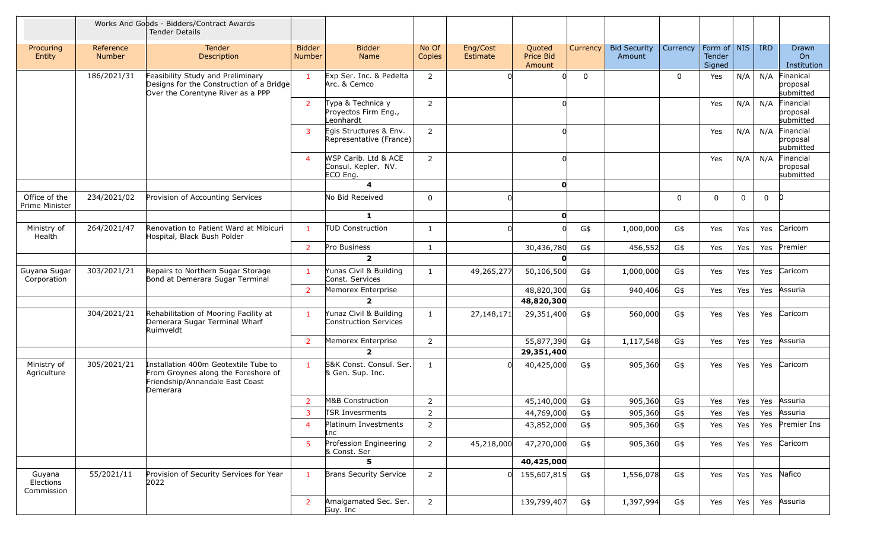| | Works And Goods - Bidders/Contract Awards Tender Details | | | | | | | | | | | | | | |
|---|---|---|---|---|---|---|---|---|---|---|---|---|---|---|---|
| Procuring Entity | Reference Number | Tender Description | Bidder Number | Bidder Name | No Of Copies | Eng/Cost Estimate | Quoted Price Bid Amount | Currency | Bid Security Amount | Currency | Form of Tender Signed | NIS | IRD | Drawn On Institution |
| | 186/2021/31 | Feasibility Study and Preliminary Designs for the Construction of a Bridge Over the Corentyne River as a PPP | 1 | Exp Ser. Inc. & Pedelta Arc. & Cemco | 2 | 0 | 0 | 0 | | 0 | Yes | N/A | N/A | Finanical proposal submitted |
| | | | 2 | Typa & Technica y Proyectos Firm Eng., Leonhardt | 2 | | 0 | | | | Yes | N/A | N/A | Financial proposal submitted |
| | | | 3 | Egis Structures & Env. Representative (France) | 2 | | 0 | | | | Yes | N/A | N/A | Financial proposal submitted |
| | | | 4 | WSP Carib. Ltd & ACE Consul. Kepler. NV. ECO Eng. | 2 | | 0 | | | | Yes | N/A | N/A | Financial proposal submitted |
| | | | | **4** | | | **0** | | | | | | | |
| Office of the Prime Minister | 234/2021/02 | Provision of Accounting Services | | No Bid Received | 0 | 0 | | | | 0 | 0 | 0 | 0 | 0 |
| | | | | **1** | | | **0** | | | | | | | |
| Ministry of Health | 264/2021/47 | Renovation to Patient Ward at Mibicuri Hospital, Black Bush Polder | 1 | TUD Construction | 1 | 0 | 0 | G$ | 1,000,000 | G$ | Yes | Yes | Yes | Caricom |
| | | | 2 | Pro Business | 1 | | 30,436,780 | G$ | 456,552 | G$ | Yes | Yes | Yes | Premier |
| | | | | **2** | | | **0** | | | | | | | |
| Guyana Sugar Corporation | 303/2021/21 | Repairs to Northern Sugar Storage Bond at Demerara Sugar Terminal | 1 | Yunas Civil & Building Const. Services | 1 | 49,265,277 | 50,106,500 | G$ | 1,000,000 | G$ | Yes | Yes | Yes | Caricom |
| | | | 2 | Memorex Enterprise | | | 48,820,300 | G$ | 940,406 | G$ | Yes | Yes | Yes | Assuria |
| | | | | **2** | | | **48,820,300** | | | | | | | |
| | 304/2021/21 | Rehabilitation of Mooring Facility at Demerara Sugar Terminal Wharf Ruimveldt | 1 | Yunaz Civil & Building Construction Services | 1 | 27,148,171 | 29,351,400 | G$ | 560,000 | G$ | Yes | Yes | Yes | Caricom |
| | | | 2 | Memorex Enterprise | 2 | | 55,877,390 | G$ | 1,117,548 | G$ | Yes | Yes | Yes | Assuria |
| | | | | **2** | | | **29,351,400** | | | | | | | |
| Ministry of Agriculture | 305/2021/21 | Installation 400m Geotextile Tube to From Groynes along the Foreshore of Friendship/Annandale East Coast Demerara | 1 | S&K Const. Consul. Ser. & Gen. Sup. Inc. | 1 | 0 | 40,425,000 | G$ | 905,360 | G$ | Yes | Yes | Yes | Caricom |
| | | | 2 | M&B Construction | 2 | | 45,140,000 | G$ | 905,360 | G$ | Yes | Yes | Yes | Assuria |
| | | | 3 | TSR Invesrments | 2 | | 44,769,000 | G$ | 905,360 | G$ | Yes | Yes | Yes | Assuria |
| | | | 4 | Platinum Investments Inc | 2 | | 43,852,000 | G$ | 905,360 | G$ | Yes | Yes | Yes | Premier Ins |
| | | | 5 | Profession Engineering & Const. Ser | 2 | 45,218,000 | 47,270,000 | G$ | 905,360 | G$ | Yes | Yes | Yes | Caricom |
| | | | | **5** | | | **40,425,000** | | | | | | | |
| Guyana Elections Commission | 55/2021/11 | Provision of Security Services for Year 2022 | 1 | Brans Security Service | 2 | 0 | 155,607,815 | G$ | 1,556,078 | G$ | Yes | Yes | Yes | Nafico |
| | | | 2 | Amalgamated Sec. Ser. Guy. Inc | 2 | | 139,799,407 | G$ | 1,397,994 | G$ | Yes | Yes | Yes | Assuria |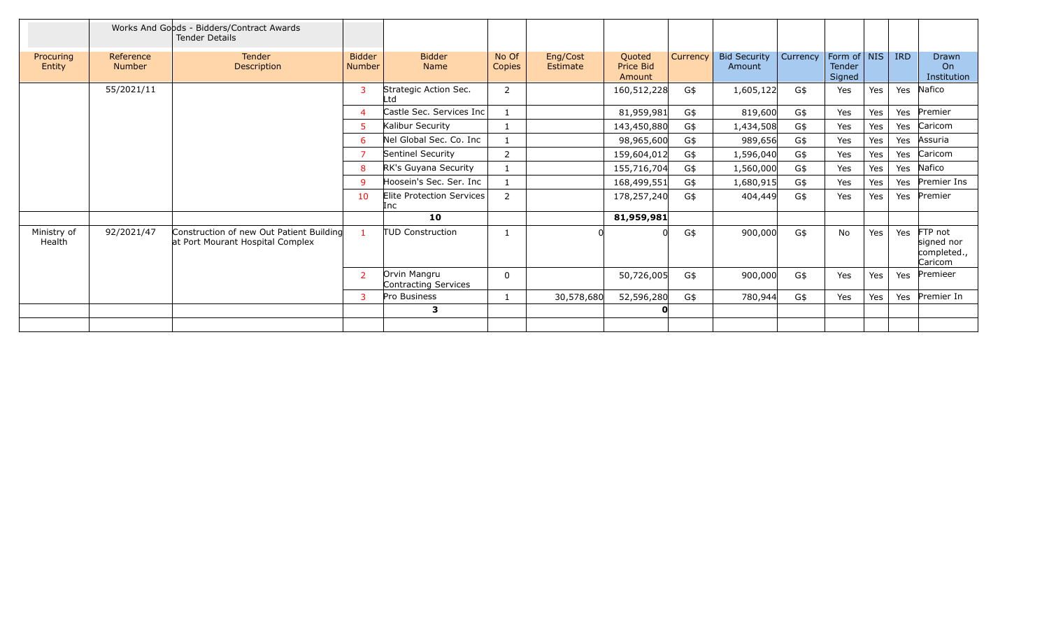| | Works And Goods - Bidders/Contract Awards Tender Details | | | | | | | | | | | | | |
|---|---|---|---|---|---|---|---|---|---|---|---|---|---|---|
| Procuring Entity | Reference Number | Tender Description | Bidder Number | Bidder Name | No Of Copies | Eng/Cost Estimate | Quoted Price Bid Amount | Currency | Bid Security Amount | Currency | Form of Tender Signed | NIS | IRD | Drawn On Institution |
| | 55/2021/11 | | 3 | Strategic Action Sec. Ltd | 2 | | 160,512,228 | G$ | 1,605,122 | G$ | Yes | Yes | Yes | Nafico |
| | | | 4 | Castle Sec. Services Inc | 1 | | 81,959,981 | G$ | 819,600 | G$ | Yes | Yes | Yes | Premier |
| | | | 5 | Kalibur Security | 1 | | 143,450,880 | G$ | 1,434,508 | G$ | Yes | Yes | Yes | Caricom |
| | | | 6 | Nel Global Sec. Co. Inc | 1 | | 98,965,600 | G$ | 989,656 | G$ | Yes | Yes | Yes | Assuria |
| | | | 7 | Sentinel Security | 2 | | 159,604,012 | G$ | 1,596,040 | G$ | Yes | Yes | Yes | Caricom |
| | | | 8 | RK's Guyana Security | 1 | | 155,716,704 | G$ | 1,560,000 | G$ | Yes | Yes | Yes | Nafico |
| | | | 9 | Hoosein's Sec. Ser. Inc | 1 | | 168,499,551 | G$ | 1,680,915 | G$ | Yes | Yes | Yes | Premier Ins |
| | | | 10 | Elite Protection Services Inc | 2 | | 178,257,240 | G$ | 404,449 | G$ | Yes | Yes | Yes | Premier |
| | | | | **10** | | | **81,959,981** | | | | | | | |
| Ministry of Health | 92/2021/47 | Construction of new Out Patient Building at Port Mourant Hospital Complex | 1 | TUD Construction | 1 | 0 | 0 | G$ | 900,000 | G$ | No | Yes | Yes | FTP not signed nor completed., Caricom |
| | | | 2 | Orvin Mangru Contracting Services | 0 | | 50,726,005 | G$ | 900,000 | G$ | Yes | Yes | Yes | Premieer |
| | | | 3 | Pro Business | 1 | 30,578,680 | 52,596,280 | G$ | 780,944 | G$ | Yes | Yes | Yes | Premier In |
| | | | | **3** | | | **0** | | | | | | | |
| | | | | | | | | | | | | | | |